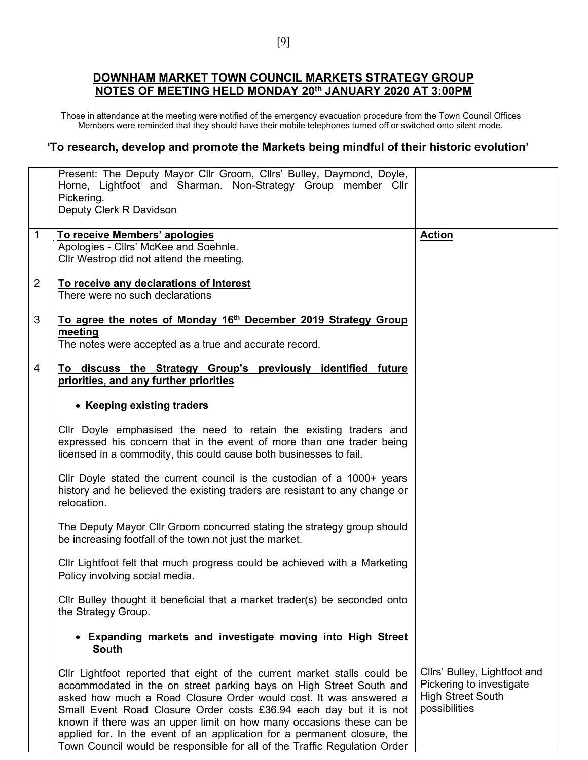**DOWNHAM MARKET TOWN COUNCIL MARKETS STRATEGY GROUP**
**NOTES OF MEETING HELD MONDAY 20th JANUARY 2020 AT 3:00PM**

Those in attendance at the meeting were notified of the emergency evacuation procedure from the Town Council Offices
Members were reminded that they should have their mobile telephones turned off or switched onto silent mode.

**'To research, develop and promote the Markets being mindful of their historic evolution'**

| | | |
|---|---|---|
| | Present: The Deputy Mayor Cllr Groom, Cllrs' Bulley, Daymond, Doyle, Horne, Lightfoot and Sharman. Non-Strategy Group member Cllr Pickering.<br>Deputy Clerk R Davidson | |
| 1 | **To receive Members' apologies**<br>Apologies - Cllrs' McKee and Soehnle.<br>Cllr Westrop did not attend the meeting. | **Action** |
| 2 | **To receive any declarations of Interest**<br>There were no such declarations | |
| 3 | **To agree the notes of Monday 16th December 2019 Strategy Group meeting**<br>The notes were accepted as a true and accurate record. | |
| 4 | **To discuss the Strategy Group's previously identified future priorities, and any further priorities**<br><br>• **Keeping existing traders**<br><br>Cllr Doyle emphasised the need to retain the existing traders and expressed his concern that in the event of more than one trader being licensed in a commodity, this could cause both businesses to fail.<br><br>Cllr Doyle stated the current council is the custodian of a 1000+ years history and he believed the existing traders are resistant to any change or relocation.<br><br>The Deputy Mayor Cllr Groom concurred stating the strategy group should be increasing footfall of the town not just the market.<br><br>Cllr Lightfoot felt that much progress could be achieved with a Marketing Policy involving social media.<br><br>Cllr Bulley thought it beneficial that a market trader(s) be seconded onto the Strategy Group.<br><br>• **Expanding markets and investigate moving into High Street South** | |
| | Cllr Lightfoot reported that eight of the current market stalls could be accommodated in the on street parking bays on High Street South and asked how much a Road Closure Order would cost. It was answered a Small Event Road Closure Order costs £36.94 each day but it is not known if there was an upper limit on how many occasions these can be applied for. In the event of an application for a permanent closure, the Town Council would be responsible for all of the Traffic Regulation Order | Cllrs' Bulley, Lightfoot and Pickering to investigate High Street South possibilities |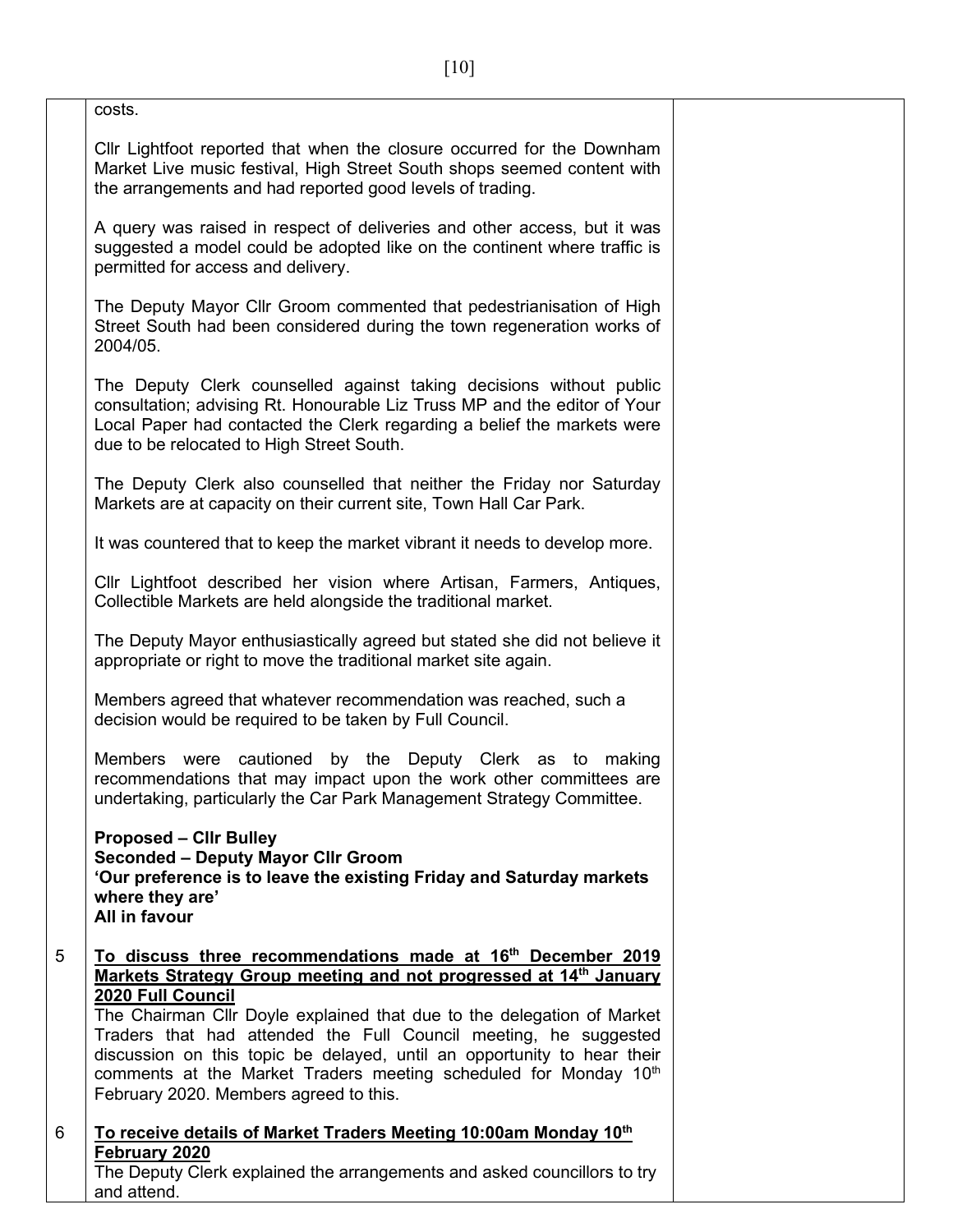costs.

Cllr Lightfoot reported that when the closure occurred for the Downham Market Live music festival, High Street South shops seemed content with the arrangements and had reported good levels of trading.

A query was raised in respect of deliveries and other access, but it was suggested a model could be adopted like on the continent where traffic is permitted for access and delivery.

The Deputy Mayor Cllr Groom commented that pedestrianisation of High Street South had been considered during the town regeneration works of 2004/05.

The Deputy Clerk counselled against taking decisions without public consultation; advising Rt. Honourable Liz Truss MP and the editor of Your Local Paper had contacted the Clerk regarding a belief the markets were due to be relocated to High Street South.

The Deputy Clerk also counselled that neither the Friday nor Saturday Markets are at capacity on their current site, Town Hall Car Park.

It was countered that to keep the market vibrant it needs to develop more.

Cllr Lightfoot described her vision where Artisan, Farmers, Antiques, Collectible Markets are held alongside the traditional market.

The Deputy Mayor enthusiastically agreed but stated she did not believe it appropriate or right to move the traditional market site again.

Members agreed that whatever recommendation was reached, such a decision would be required to be taken by Full Council.

Members were cautioned by the Deputy Clerk as to making recommendations that may impact upon the work other committees are undertaking, particularly the Car Park Management Strategy Committee.

**Proposed – Cllr Bulley**
**Seconded – Deputy Mayor Cllr Groom**
**'Our preference is to leave the existing Friday and Saturday markets where they are'**
**All in favour**

5 **<u>To discuss three recommendations made at 16th December 2019 Markets Strategy Group meeting and not progressed at 14th January 2020 Full Council</u>**

The Chairman Cllr Doyle explained that due to the delegation of Market Traders that had attended the Full Council meeting, he suggested discussion on this topic be delayed, until an opportunity to hear their comments at the Market Traders meeting scheduled for Monday 10th February 2020. Members agreed to this.

6 **<u>To receive details of Market Traders Meeting 10:00am Monday 10th February 2020</u>**

The Deputy Clerk explained the arrangements and asked councillors to try and attend.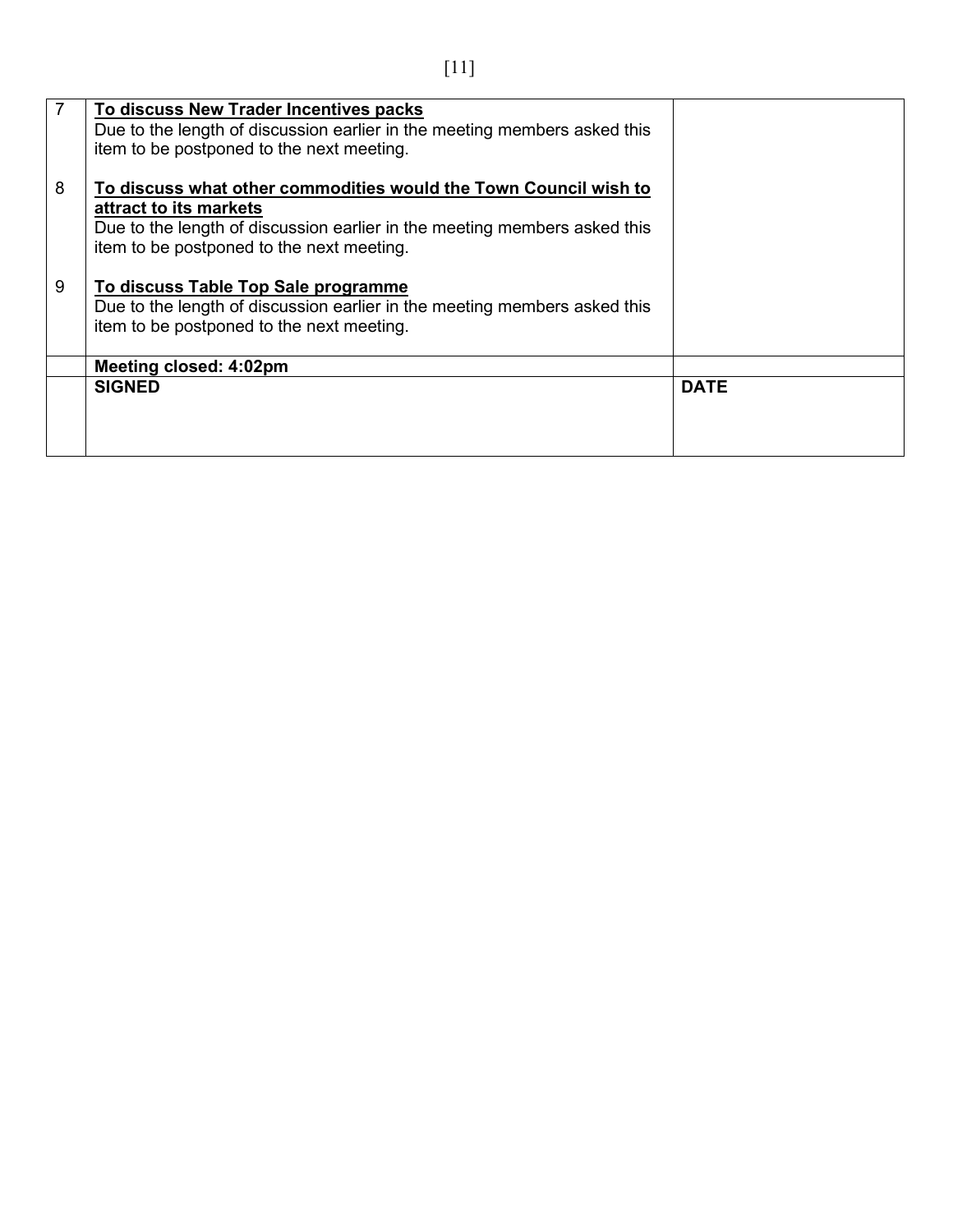| | | |
|---|---|---|
| 7 | **<u>To discuss New Trader Incentives packs</u>**<br>Due to the length of discussion earlier in the meeting members asked this item to be postponed to the next meeting.<br><br> | |
| 8 | **<u>To discuss what other commodities would the Town Council wish to attract to its markets</u>**<br>Due to the length of discussion earlier in the meeting members asked this item to be postponed to the next meeting. | |
| 9 | **<u>To discuss Table Top Sale programme</u>**<br>Due to the length of discussion earlier in the meeting members asked this item to be postponed to the next meeting. | |
| | **Meeting closed: 4:02pm** | |
| | **SIGNED** | **DATE** |